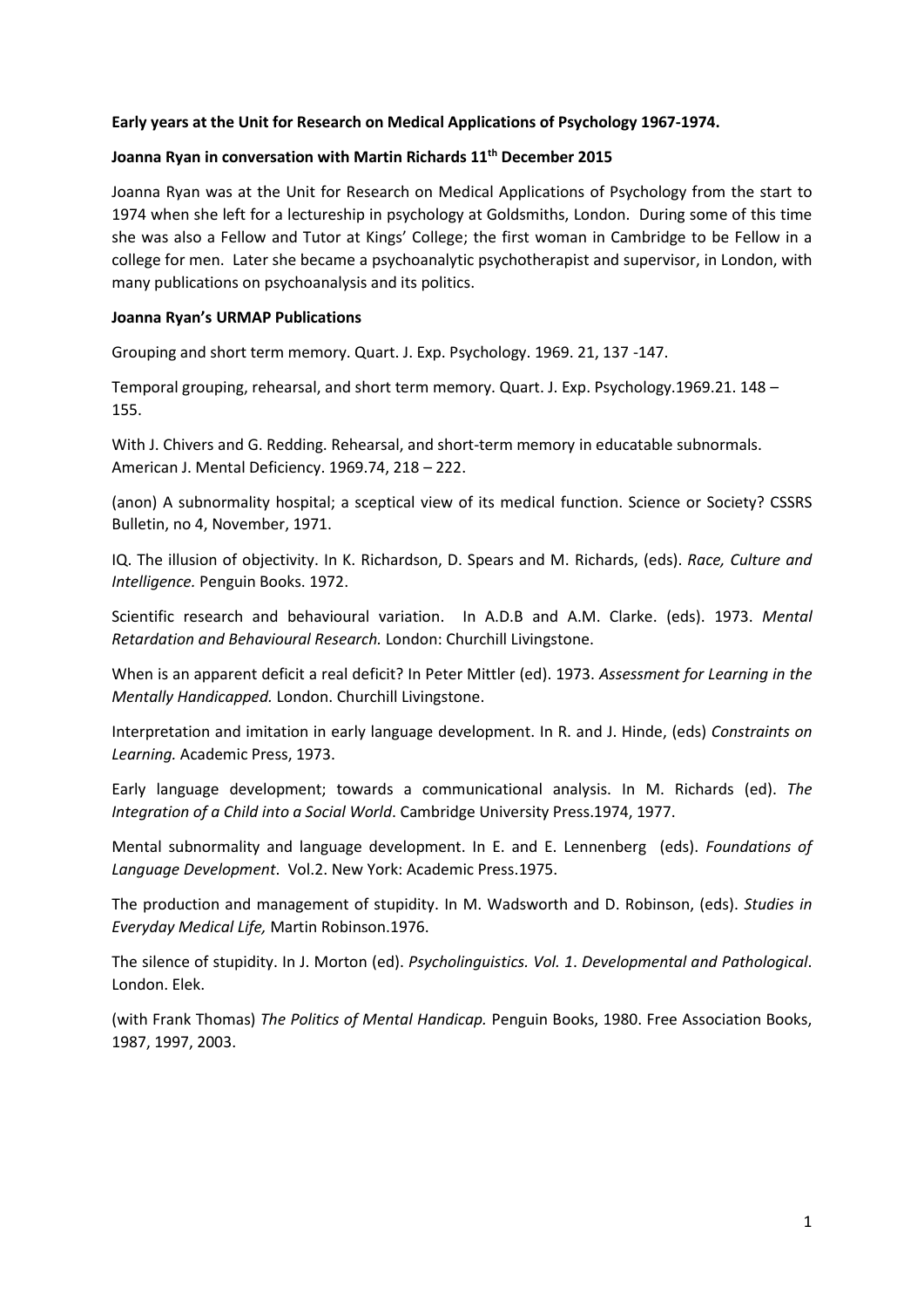**Early years at the Unit for Research on Medical Applications of Psychology 1967-1974.**

**Joanna Ryan in conversation with Martin Richards 11th December 2015**

Joanna Ryan was at the Unit for Research on Medical Applications of Psychology from the start to 1974 when she left for a lectureship in psychology at Goldsmiths, London. During some of this time she was also a Fellow and Tutor at Kings' College; the first woman in Cambridge to be Fellow in a college for men. Later she became a psychoanalytic psychotherapist and supervisor, in London, with many publications on psychoanalysis and its politics.

**Joanna Ryan's URMAP Publications**

Grouping and short term memory. Quart. J. Exp. Psychology. 1969. 21, 137 -147.

Temporal grouping, rehearsal, and short term memory. Quart. J. Exp. Psychology.1969.21. 148 – 155.

With J. Chivers and G. Redding. Rehearsal, and short-term memory in educatable subnormals. American J. Mental Deficiency. 1969.74, 218 – 222.

(anon) A subnormality hospital; a sceptical view of its medical function. Science or Society? CSSRS Bulletin, no 4, November, 1971.

IQ. The illusion of objectivity. In K. Richardson, D. Spears and M. Richards, (eds). *Race, Culture and Intelligence.* Penguin Books. 1972.

Scientific research and behavioural variation. In A.D.B and A.M. Clarke. (eds). 1973. *Mental Retardation and Behavioural Research.* London: Churchill Livingstone.

When is an apparent deficit a real deficit? In Peter Mittler (ed). 1973. *Assessment for Learning in the Mentally Handicapped.* London. Churchill Livingstone.

Interpretation and imitation in early language development. In R. and J. Hinde, (eds) *Constraints on Learning.* Academic Press, 1973.

Early language development; towards a communicational analysis. In M. Richards (ed). *The Integration of a Child into a Social World*. Cambridge University Press.1974, 1977.

Mental subnormality and language development. In E. and E. Lennenberg (eds). *Foundations of Language Development*. Vol.2. New York: Academic Press.1975.

The production and management of stupidity. In M. Wadsworth and D. Robinson, (eds). *Studies in Everyday Medical Life,* Martin Robinson.1976.

The silence of stupidity. In J. Morton (ed). *Psycholinguistics. Vol. 1*. *Developmental and Pathological*. London. Elek.

(with Frank Thomas) *The Politics of Mental Handicap.* Penguin Books, 1980. Free Association Books, 1987, 1997, 2003.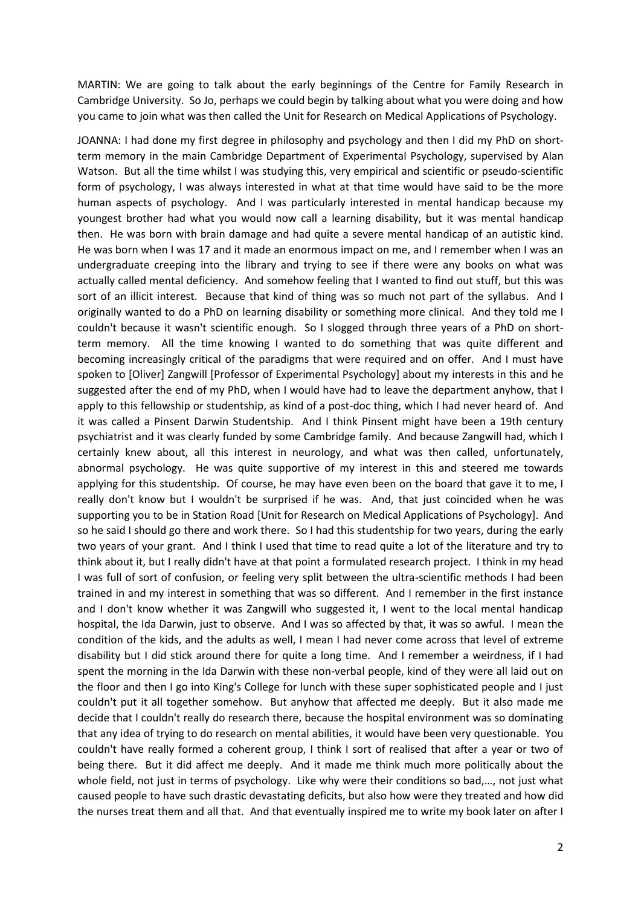MARTIN: We are going to talk about the early beginnings of the Centre for Family Research in Cambridge University. So Jo, perhaps we could begin by talking about what you were doing and how you came to join what was then called the Unit for Research on Medical Applications of Psychology.

JOANNA: I had done my first degree in philosophy and psychology and then I did my PhD on short-term memory in the main Cambridge Department of Experimental Psychology, supervised by Alan Watson. But all the time whilst I was studying this, very empirical and scientific or pseudo-scientific form of psychology, I was always interested in what at that time would have said to be the more human aspects of psychology. And I was particularly interested in mental handicap because my youngest brother had what you would now call a learning disability, but it was mental handicap then. He was born with brain damage and had quite a severe mental handicap of an autistic kind. He was born when I was 17 and it made an enormous impact on me, and I remember when I was an undergraduate creeping into the library and trying to see if there were any books on what was actually called mental deficiency. And somehow feeling that I wanted to find out stuff, but this was sort of an illicit interest. Because that kind of thing was so much not part of the syllabus. And I originally wanted to do a PhD on learning disability or something more clinical. And they told me I couldn't because it wasn't scientific enough. So I slogged through three years of a PhD on short-term memory. All the time knowing I wanted to do something that was quite different and becoming increasingly critical of the paradigms that were required and on offer. And I must have spoken to [Oliver] Zangwill [Professor of Experimental Psychology] about my interests in this and he suggested after the end of my PhD, when I would have had to leave the department anyhow, that I apply to this fellowship or studentship, as kind of a post-doc thing, which I had never heard of. And it was called a Pinsent Darwin Studentship. And I think Pinsent might have been a 19th century psychiatrist and it was clearly funded by some Cambridge family. And because Zangwill had, which I certainly knew about, all this interest in neurology, and what was then called, unfortunately, abnormal psychology. He was quite supportive of my interest in this and steered me towards applying for this studentship. Of course, he may have even been on the board that gave it to me, I really don't know but I wouldn't be surprised if he was. And, that just coincided when he was supporting you to be in Station Road [Unit for Research on Medical Applications of Psychology]. And so he said I should go there and work there. So I had this studentship for two years, during the early two years of your grant. And I think I used that time to read quite a lot of the literature and try to think about it, but I really didn't have at that point a formulated research project. I think in my head I was full of sort of confusion, or feeling very split between the ultra-scientific methods I had been trained in and my interest in something that was so different. And I remember in the first instance and I don't know whether it was Zangwill who suggested it, I went to the local mental handicap hospital, the Ida Darwin, just to observe. And I was so affected by that, it was so awful. I mean the condition of the kids, and the adults as well, I mean I had never come across that level of extreme disability but I did stick around there for quite a long time. And I remember a weirdness, if I had spent the morning in the Ida Darwin with these non-verbal people, kind of they were all laid out on the floor and then I go into King's College for lunch with these super sophisticated people and I just couldn't put it all together somehow. But anyhow that affected me deeply. But it also made me decide that I couldn't really do research there, because the hospital environment was so dominating that any idea of trying to do research on mental abilities, it would have been very questionable. You couldn't have really formed a coherent group, I think I sort of realised that after a year or two of being there. But it did affect me deeply. And it made me think much more politically about the whole field, not just in terms of psychology. Like why were their conditions so bad,…, not just what caused people to have such drastic devastating deficits, but also how were they treated and how did the nurses treat them and all that. And that eventually inspired me to write my book later on after I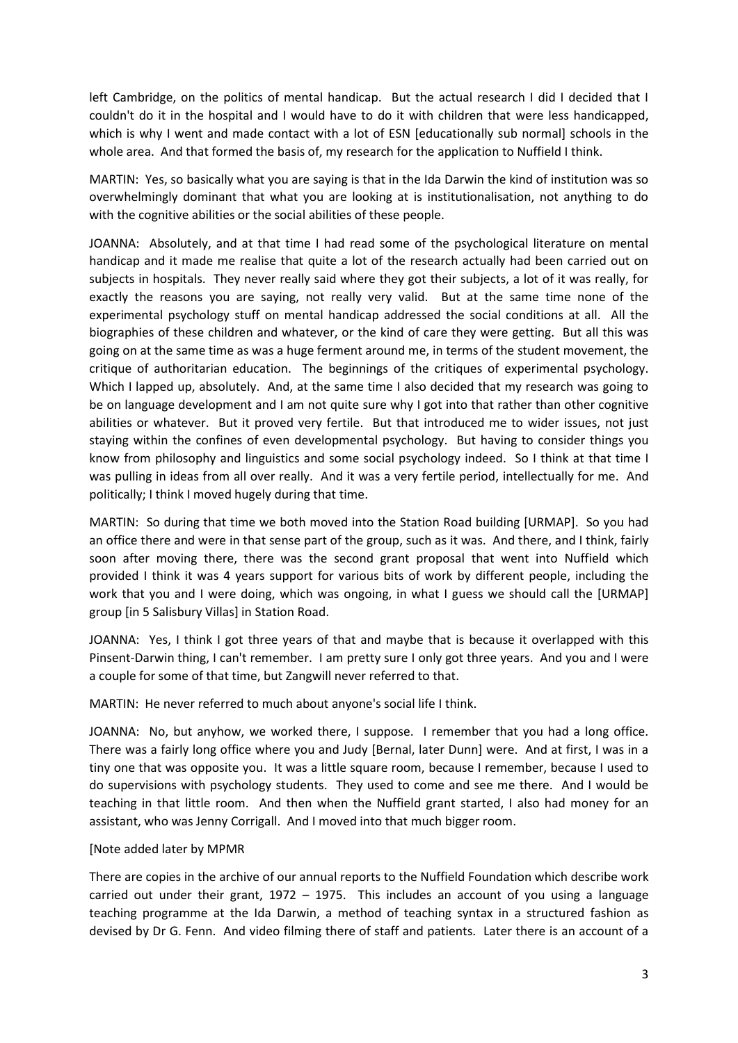left Cambridge, on the politics of mental handicap. But the actual research I did I decided that I couldn't do it in the hospital and I would have to do it with children that were less handicapped, which is why I went and made contact with a lot of ESN [educationally sub normal] schools in the whole area. And that formed the basis of, my research for the application to Nuffield I think.

MARTIN: Yes, so basically what you are saying is that in the Ida Darwin the kind of institution was so overwhelmingly dominant that what you are looking at is institutionalisation, not anything to do with the cognitive abilities or the social abilities of these people.

JOANNA: Absolutely, and at that time I had read some of the psychological literature on mental handicap and it made me realise that quite a lot of the research actually had been carried out on subjects in hospitals. They never really said where they got their subjects, a lot of it was really, for exactly the reasons you are saying, not really very valid. But at the same time none of the experimental psychology stuff on mental handicap addressed the social conditions at all. All the biographies of these children and whatever, or the kind of care they were getting. But all this was going on at the same time as was a huge ferment around me, in terms of the student movement, the critique of authoritarian education. The beginnings of the critiques of experimental psychology. Which I lapped up, absolutely. And, at the same time I also decided that my research was going to be on language development and I am not quite sure why I got into that rather than other cognitive abilities or whatever. But it proved very fertile. But that introduced me to wider issues, not just staying within the confines of even developmental psychology. But having to consider things you know from philosophy and linguistics and some social psychology indeed. So I think at that time I was pulling in ideas from all over really. And it was a very fertile period, intellectually for me. And politically; I think I moved hugely during that time.

MARTIN: So during that time we both moved into the Station Road building [URMAP]. So you had an office there and were in that sense part of the group, such as it was. And there, and I think, fairly soon after moving there, there was the second grant proposal that went into Nuffield which provided I think it was 4 years support for various bits of work by different people, including the work that you and I were doing, which was ongoing, in what I guess we should call the [URMAP] group [in 5 Salisbury Villas] in Station Road.

JOANNA: Yes, I think I got three years of that and maybe that is because it overlapped with this Pinsent-Darwin thing, I can't remember. I am pretty sure I only got three years. And you and I were a couple for some of that time, but Zangwill never referred to that.

MARTIN: He never referred to much about anyone's social life I think.

JOANNA: No, but anyhow, we worked there, I suppose. I remember that you had a long office. There was a fairly long office where you and Judy [Bernal, later Dunn] were. And at first, I was in a tiny one that was opposite you. It was a little square room, because I remember, because I used to do supervisions with psychology students. They used to come and see me there. And I would be teaching in that little room. And then when the Nuffield grant started, I also had money for an assistant, who was Jenny Corrigall. And I moved into that much bigger room.

[Note added later by MPMR

There are copies in the archive of our annual reports to the Nuffield Foundation which describe work carried out under their grant, 1972 – 1975. This includes an account of you using a language teaching programme at the Ida Darwin, a method of teaching syntax in a structured fashion as devised by Dr G. Fenn. And video filming there of staff and patients. Later there is an account of a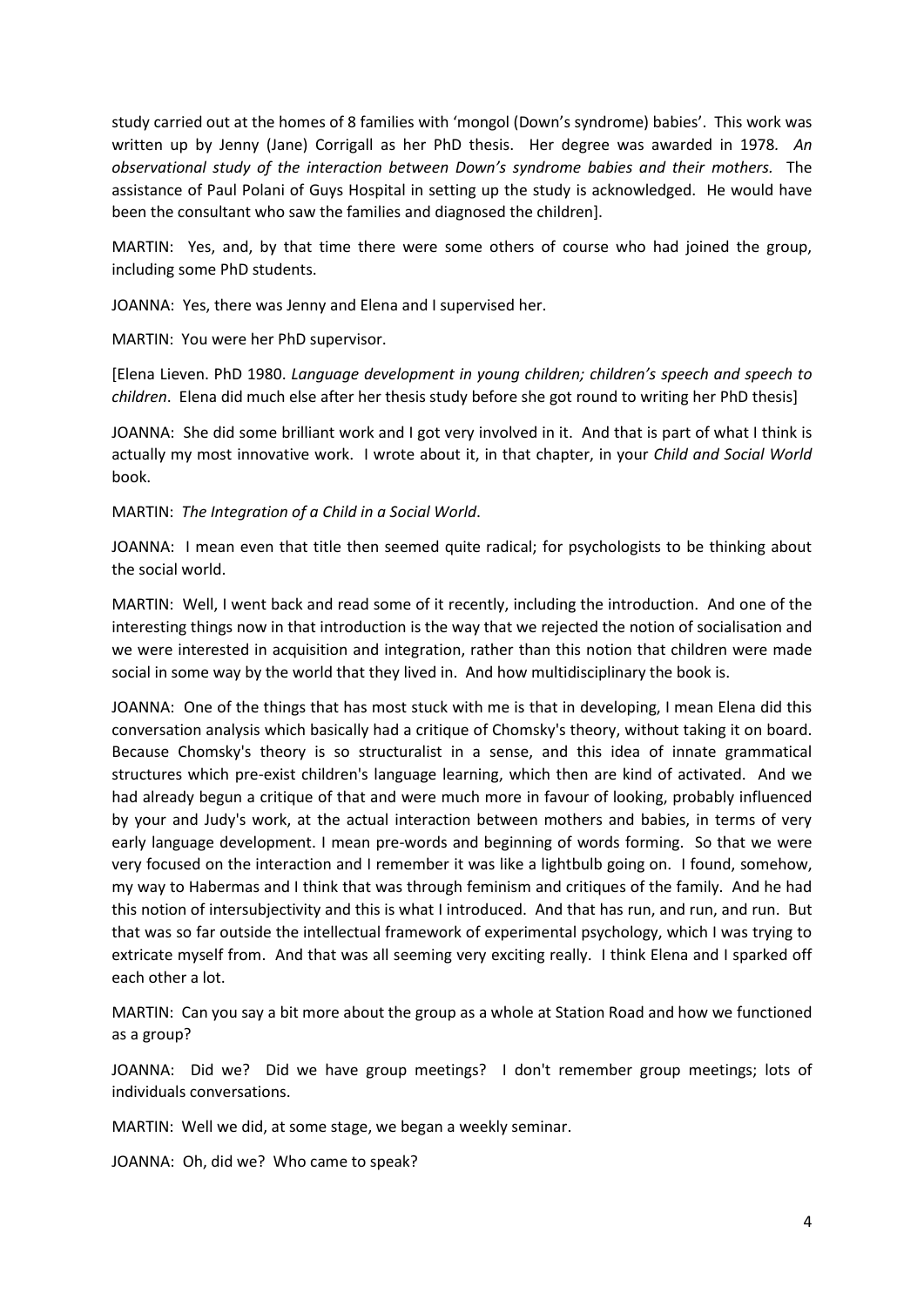study carried out at the homes of 8 families with 'mongol (Down's syndrome) babies'. This work was written up by Jenny (Jane) Corrigall as her PhD thesis. Her degree was awarded in 1978. *An observational study of the interaction between Down's syndrome babies and their mothers.* The assistance of Paul Polani of Guys Hospital in setting up the study is acknowledged. He would have been the consultant who saw the families and diagnosed the children].

MARTIN: Yes, and, by that time there were some others of course who had joined the group, including some PhD students.

JOANNA: Yes, there was Jenny and Elena and I supervised her.

MARTIN: You were her PhD supervisor.

[Elena Lieven. PhD 1980. *Language development in young children; children's speech and speech to children*. Elena did much else after her thesis study before she got round to writing her PhD thesis]

JOANNA: She did some brilliant work and I got very involved in it. And that is part of what I think is actually my most innovative work. I wrote about it, in that chapter, in your *Child and Social World* book.

MARTIN: *The Integration of a Child in a Social World*.

JOANNA: I mean even that title then seemed quite radical; for psychologists to be thinking about the social world.

MARTIN: Well, I went back and read some of it recently, including the introduction. And one of the interesting things now in that introduction is the way that we rejected the notion of socialisation and we were interested in acquisition and integration, rather than this notion that children were made social in some way by the world that they lived in. And how multidisciplinary the book is.

JOANNA: One of the things that has most stuck with me is that in developing, I mean Elena did this conversation analysis which basically had a critique of Chomsky's theory, without taking it on board. Because Chomsky's theory is so structuralist in a sense, and this idea of innate grammatical structures which pre-exist children's language learning, which then are kind of activated. And we had already begun a critique of that and were much more in favour of looking, probably influenced by your and Judy's work, at the actual interaction between mothers and babies, in terms of very early language development. I mean pre-words and beginning of words forming. So that we were very focused on the interaction and I remember it was like a lightbulb going on. I found, somehow, my way to Habermas and I think that was through feminism and critiques of the family. And he had this notion of intersubjectivity and this is what I introduced. And that has run, and run, and run. But that was so far outside the intellectual framework of experimental psychology, which I was trying to extricate myself from. And that was all seeming very exciting really. I think Elena and I sparked off each other a lot.

MARTIN: Can you say a bit more about the group as a whole at Station Road and how we functioned as a group?

JOANNA: Did we? Did we have group meetings? I don't remember group meetings; lots of individuals conversations.

MARTIN: Well we did, at some stage, we began a weekly seminar.

JOANNA: Oh, did we? Who came to speak?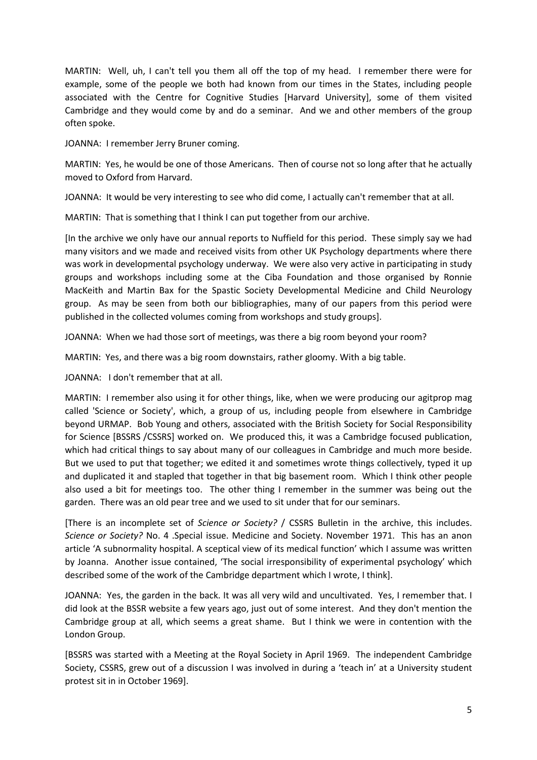MARTIN: Well, uh, I can't tell you them all off the top of my head. I remember there were for example, some of the people we both had known from our times in the States, including people associated with the Centre for Cognitive Studies [Harvard University], some of them visited Cambridge and they would come by and do a seminar. And we and other members of the group often spoke.

JOANNA: I remember Jerry Bruner coming.

MARTIN: Yes, he would be one of those Americans. Then of course not so long after that he actually moved to Oxford from Harvard.

JOANNA: It would be very interesting to see who did come, I actually can't remember that at all.

MARTIN: That is something that I think I can put together from our archive.

[In the archive we only have our annual reports to Nuffield for this period. These simply say we had many visitors and we made and received visits from other UK Psychology departments where there was work in developmental psychology underway. We were also very active in participating in study groups and workshops including some at the Ciba Foundation and those organised by Ronnie MacKeith and Martin Bax for the Spastic Society Developmental Medicine and Child Neurology group. As may be seen from both our bibliographies, many of our papers from this period were published in the collected volumes coming from workshops and study groups].

JOANNA: When we had those sort of meetings, was there a big room beyond your room?

MARTIN: Yes, and there was a big room downstairs, rather gloomy. With a big table.

JOANNA: I don't remember that at all.

MARTIN: I remember also using it for other things, like, when we were producing our agitprop mag called 'Science or Society', which, a group of us, including people from elsewhere in Cambridge beyond URMAP. Bob Young and others, associated with the British Society for Social Responsibility for Science [BSSRS /CSSRS] worked on. We produced this, it was a Cambridge focused publication, which had critical things to say about many of our colleagues in Cambridge and much more beside. But we used to put that together; we edited it and sometimes wrote things collectively, typed it up and duplicated it and stapled that together in that big basement room. Which I think other people also used a bit for meetings too. The other thing I remember in the summer was being out the garden. There was an old pear tree and we used to sit under that for our seminars.

[There is an incomplete set of *Science or Society?* / CSSRS Bulletin in the archive, this includes. *Science or Society?* No. 4 .Special issue. Medicine and Society. November 1971. This has an anon article 'A subnormality hospital. A sceptical view of its medical function' which I assume was written by Joanna. Another issue contained, 'The social irresponsibility of experimental psychology' which described some of the work of the Cambridge department which I wrote, I think].

JOANNA: Yes, the garden in the back. It was all very wild and uncultivated. Yes, I remember that. I did look at the BSSR website a few years ago, just out of some interest. And they don't mention the Cambridge group at all, which seems a great shame. But I think we were in contention with the London Group.

[BSSRS was started with a Meeting at the Royal Society in April 1969. The independent Cambridge Society, CSSRS, grew out of a discussion I was involved in during a 'teach in' at a University student protest sit in in October 1969].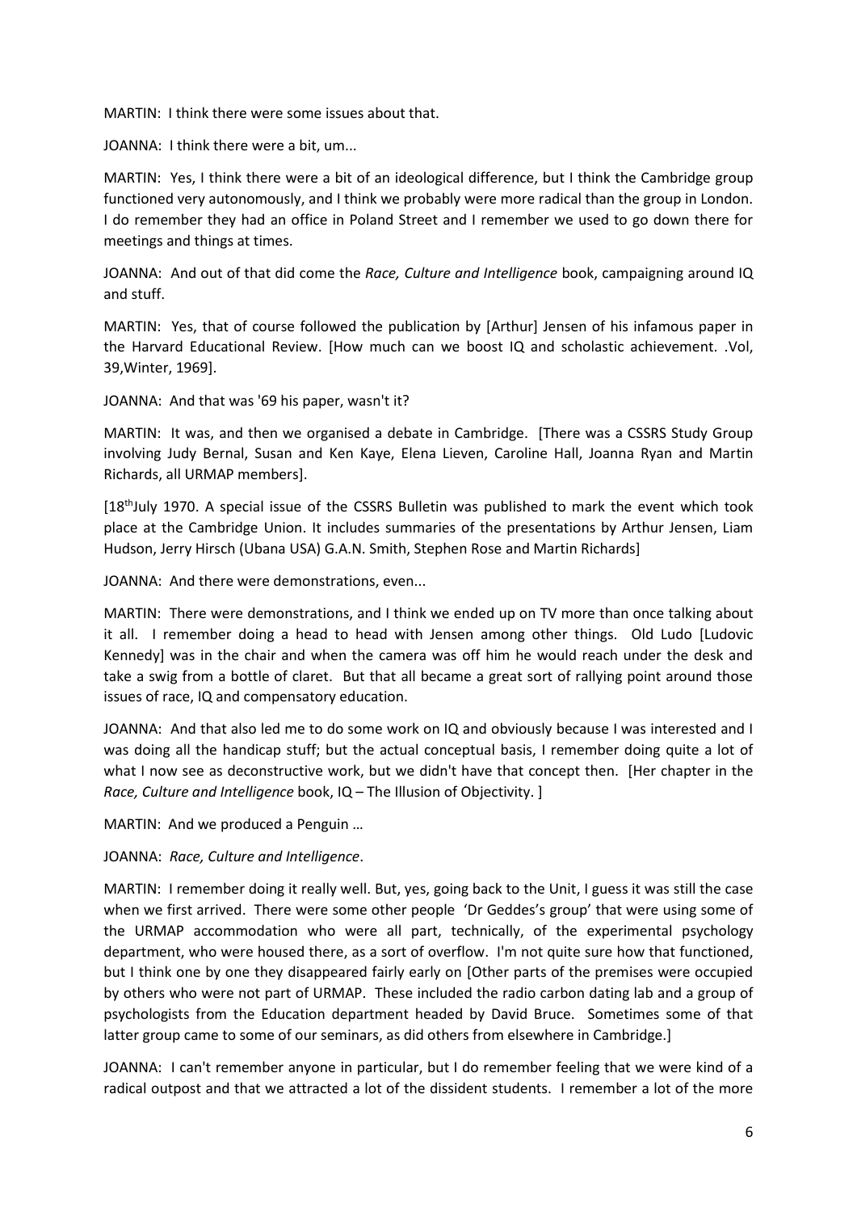MARTIN: I think there were some issues about that.

JOANNA: I think there were a bit, um...

MARTIN: Yes, I think there were a bit of an ideological difference, but I think the Cambridge group functioned very autonomously, and I think we probably were more radical than the group in London. I do remember they had an office in Poland Street and I remember we used to go down there for meetings and things at times.

JOANNA: And out of that did come the *Race, Culture and Intelligence* book, campaigning around IQ and stuff.

MARTIN: Yes, that of course followed the publication by [Arthur] Jensen of his infamous paper in the Harvard Educational Review. [How much can we boost IQ and scholastic achievement. .Vol, 39,Winter, 1969].

JOANNA: And that was '69 his paper, wasn't it?

MARTIN: It was, and then we organised a debate in Cambridge. [There was a CSSRS Study Group involving Judy Bernal, Susan and Ken Kaye, Elena Lieven, Caroline Hall, Joanna Ryan and Martin Richards, all URMAP members].

[18th July 1970. A special issue of the CSSRS Bulletin was published to mark the event which took place at the Cambridge Union. It includes summaries of the presentations by Arthur Jensen, Liam Hudson, Jerry Hirsch (Ubana USA) G.A.N. Smith, Stephen Rose and Martin Richards]

JOANNA: And there were demonstrations, even...

MARTIN: There were demonstrations, and I think we ended up on TV more than once talking about it all. I remember doing a head to head with Jensen among other things. Old Ludo [Ludovic Kennedy] was in the chair and when the camera was off him he would reach under the desk and take a swig from a bottle of claret. But that all became a great sort of rallying point around those issues of race, IQ and compensatory education.

JOANNA: And that also led me to do some work on IQ and obviously because I was interested and I was doing all the handicap stuff; but the actual conceptual basis, I remember doing quite a lot of what I now see as deconstructive work, but we didn't have that concept then. [Her chapter in the *Race, Culture and Intelligence* book, IQ – The Illusion of Objectivity. ]

MARTIN: And we produced a Penguin …

JOANNA: *Race, Culture and Intelligence*.

MARTIN: I remember doing it really well. But, yes, going back to the Unit, I guess it was still the case when we first arrived. There were some other people 'Dr Geddes's group' that were using some of the URMAP accommodation who were all part, technically, of the experimental psychology department, who were housed there, as a sort of overflow. I'm not quite sure how that functioned, but I think one by one they disappeared fairly early on [Other parts of the premises were occupied by others who were not part of URMAP. These included the radio carbon dating lab and a group of psychologists from the Education department headed by David Bruce. Sometimes some of that latter group came to some of our seminars, as did others from elsewhere in Cambridge.]

JOANNA: I can't remember anyone in particular, but I do remember feeling that we were kind of a radical outpost and that we attracted a lot of the dissident students. I remember a lot of the more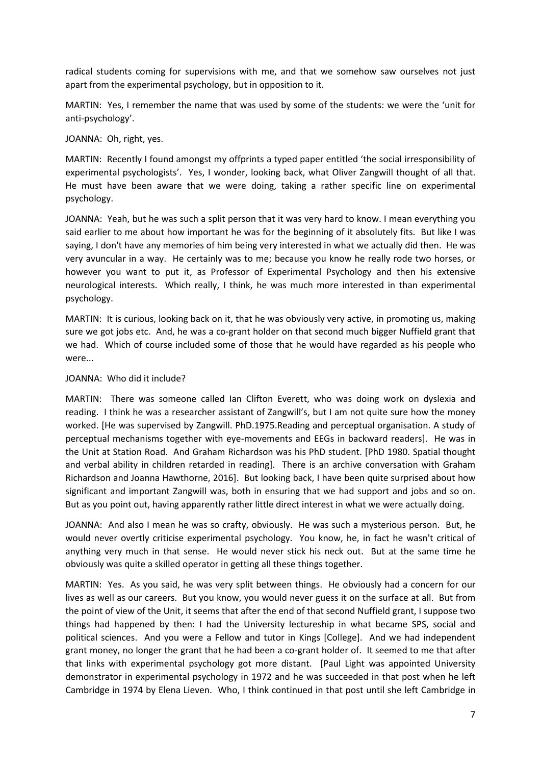radical students coming for supervisions with me, and that we somehow saw ourselves not just apart from the experimental psychology, but in opposition to it.

MARTIN: Yes, I remember the name that was used by some of the students: we were the 'unit for anti-psychology'.

JOANNA: Oh, right, yes.

MARTIN: Recently I found amongst my offprints a typed paper entitled 'the social irresponsibility of experimental psychologists'. Yes, I wonder, looking back, what Oliver Zangwill thought of all that. He must have been aware that we were doing, taking a rather specific line on experimental psychology.

JOANNA: Yeah, but he was such a split person that it was very hard to know. I mean everything you said earlier to me about how important he was for the beginning of it absolutely fits. But like I was saying, I don't have any memories of him being very interested in what we actually did then. He was very avuncular in a way. He certainly was to me; because you know he really rode two horses, or however you want to put it, as Professor of Experimental Psychology and then his extensive neurological interests. Which really, I think, he was much more interested in than experimental psychology.

MARTIN: It is curious, looking back on it, that he was obviously very active, in promoting us, making sure we got jobs etc. And, he was a co-grant holder on that second much bigger Nuffield grant that we had. Which of course included some of those that he would have regarded as his people who were...

JOANNA: Who did it include?

MARTIN: There was someone called Ian Clifton Everett, who was doing work on dyslexia and reading. I think he was a researcher assistant of Zangwill's, but I am not quite sure how the money worked. [He was supervised by Zangwill. PhD.1975.Reading and perceptual organisation. A study of perceptual mechanisms together with eye-movements and EEGs in backward readers]. He was in the Unit at Station Road. And Graham Richardson was his PhD student. [PhD 1980. Spatial thought and verbal ability in children retarded in reading]. There is an archive conversation with Graham Richardson and Joanna Hawthorne, 2016]. But looking back, I have been quite surprised about how significant and important Zangwill was, both in ensuring that we had support and jobs and so on. But as you point out, having apparently rather little direct interest in what we were actually doing.

JOANNA: And also I mean he was so crafty, obviously. He was such a mysterious person. But, he would never overtly criticise experimental psychology. You know, he, in fact he wasn't critical of anything very much in that sense. He would never stick his neck out. But at the same time he obviously was quite a skilled operator in getting all these things together.

MARTIN: Yes. As you said, he was very split between things. He obviously had a concern for our lives as well as our careers. But you know, you would never guess it on the surface at all. But from the point of view of the Unit, it seems that after the end of that second Nuffield grant, I suppose two things had happened by then: I had the University lectureship in what became SPS, social and political sciences. And you were a Fellow and tutor in Kings [College]. And we had independent grant money, no longer the grant that he had been a co-grant holder of. It seemed to me that after that links with experimental psychology got more distant. [Paul Light was appointed University demonstrator in experimental psychology in 1972 and he was succeeded in that post when he left Cambridge in 1974 by Elena Lieven. Who, I think continued in that post until she left Cambridge in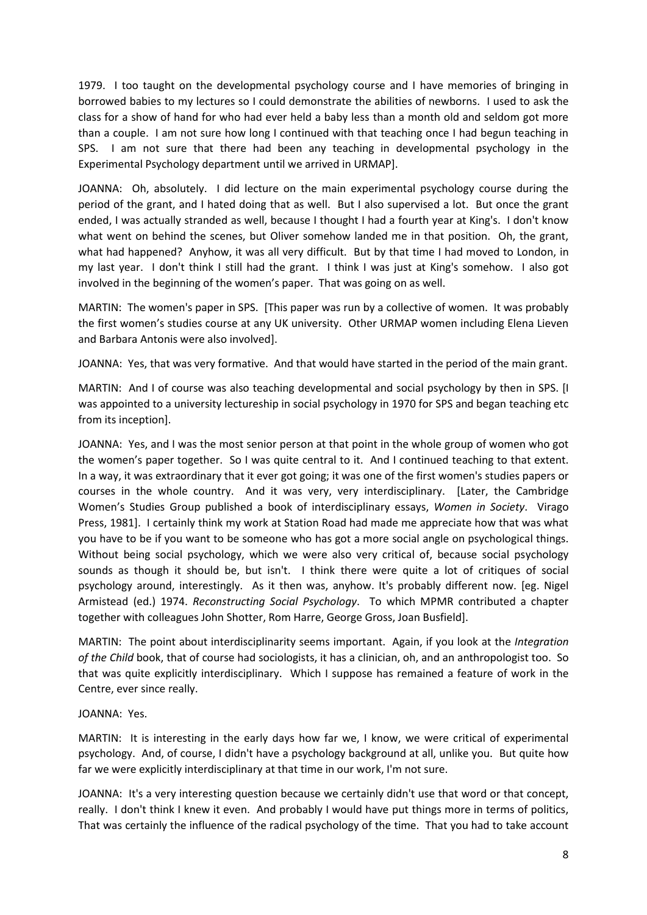1979. I too taught on the developmental psychology course and I have memories of bringing in borrowed babies to my lectures so I could demonstrate the abilities of newborns. I used to ask the class for a show of hand for who had ever held a baby less than a month old and seldom got more than a couple. I am not sure how long I continued with that teaching once I had begun teaching in SPS. I am not sure that there had been any teaching in developmental psychology in the Experimental Psychology department until we arrived in URMAP].

JOANNA: Oh, absolutely. I did lecture on the main experimental psychology course during the period of the grant, and I hated doing that as well. But I also supervised a lot. But once the grant ended, I was actually stranded as well, because I thought I had a fourth year at King's. I don't know what went on behind the scenes, but Oliver somehow landed me in that position. Oh, the grant, what had happened? Anyhow, it was all very difficult. But by that time I had moved to London, in my last year. I don't think I still had the grant. I think I was just at King's somehow. I also got involved in the beginning of the women's paper. That was going on as well.

MARTIN: The women's paper in SPS. [This paper was run by a collective of women. It was probably the first women's studies course at any UK university. Other URMAP women including Elena Lieven and Barbara Antonis were also involved].

JOANNA: Yes, that was very formative. And that would have started in the period of the main grant.

MARTIN: And I of course was also teaching developmental and social psychology by then in SPS. [I was appointed to a university lectureship in social psychology in 1970 for SPS and began teaching etc from its inception].

JOANNA: Yes, and I was the most senior person at that point in the whole group of women who got the women's paper together. So I was quite central to it. And I continued teaching to that extent. In a way, it was extraordinary that it ever got going; it was one of the first women's studies papers or courses in the whole country. And it was very, very interdisciplinary. [Later, the Cambridge Women's Studies Group published a book of interdisciplinary essays, *Women in Society*. Virago Press, 1981]. I certainly think my work at Station Road had made me appreciate how that was what you have to be if you want to be someone who has got a more social angle on psychological things. Without being social psychology, which we were also very critical of, because social psychology sounds as though it should be, but isn't. I think there were quite a lot of critiques of social psychology around, interestingly. As it then was, anyhow. It's probably different now. [eg. Nigel Armistead (ed.) 1974. *Reconstructing Social Psychology*. To which MPMR contributed a chapter together with colleagues John Shotter, Rom Harre, George Gross, Joan Busfield].

MARTIN: The point about interdisciplinarity seems important. Again, if you look at the *Integration of the Child* book, that of course had sociologists, it has a clinician, oh, and an anthropologist too. So that was quite explicitly interdisciplinary. Which I suppose has remained a feature of work in the Centre, ever since really.

JOANNA: Yes.

MARTIN: It is interesting in the early days how far we, I know, we were critical of experimental psychology. And, of course, I didn't have a psychology background at all, unlike you. But quite how far we were explicitly interdisciplinary at that time in our work, I'm not sure.

JOANNA: It's a very interesting question because we certainly didn't use that word or that concept, really. I don't think I knew it even. And probably I would have put things more in terms of politics, That was certainly the influence of the radical psychology of the time. That you had to take account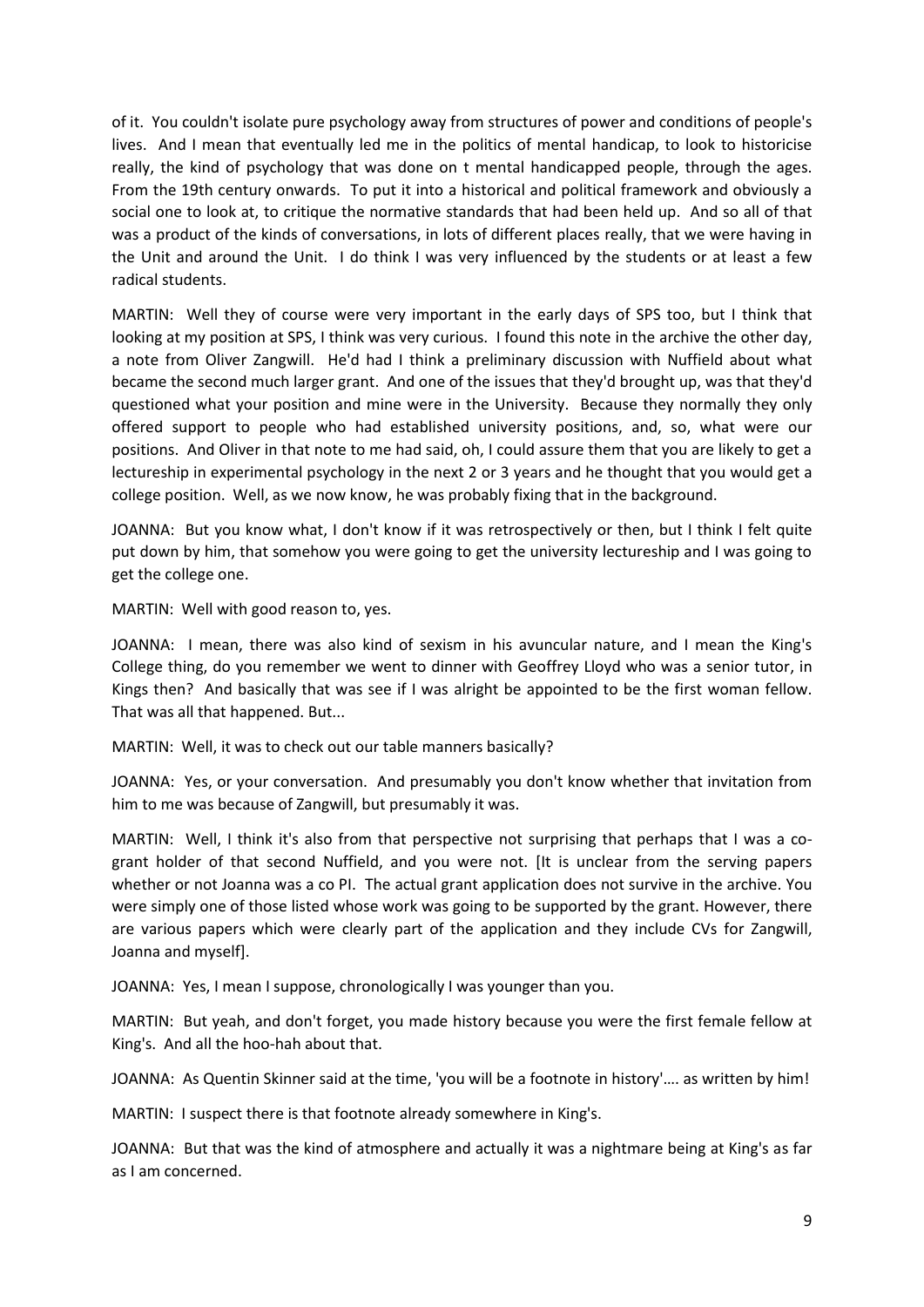of it. You couldn't isolate pure psychology away from structures of power and conditions of people's lives. And I mean that eventually led me in the politics of mental handicap, to look to historicise really, the kind of psychology that was done on t mental handicapped people, through the ages. From the 19th century onwards. To put it into a historical and political framework and obviously a social one to look at, to critique the normative standards that had been held up. And so all of that was a product of the kinds of conversations, in lots of different places really, that we were having in the Unit and around the Unit. I do think I was very influenced by the students or at least a few radical students.

MARTIN: Well they of course were very important in the early days of SPS too, but I think that looking at my position at SPS, I think was very curious. I found this note in the archive the other day, a note from Oliver Zangwill. He'd had I think a preliminary discussion with Nuffield about what became the second much larger grant. And one of the issues that they'd brought up, was that they'd questioned what your position and mine were in the University. Because they normally they only offered support to people who had established university positions, and, so, what were our positions. And Oliver in that note to me had said, oh, I could assure them that you are likely to get a lectureship in experimental psychology in the next 2 or 3 years and he thought that you would get a college position. Well, as we now know, he was probably fixing that in the background.

JOANNA: But you know what, I don't know if it was retrospectively or then, but I think I felt quite put down by him, that somehow you were going to get the university lectureship and I was going to get the college one.

MARTIN: Well with good reason to, yes.

JOANNA: I mean, there was also kind of sexism in his avuncular nature, and I mean the King's College thing, do you remember we went to dinner with Geoffrey Lloyd who was a senior tutor, in Kings then? And basically that was see if I was alright be appointed to be the first woman fellow. That was all that happened. But...

MARTIN: Well, it was to check out our table manners basically?

JOANNA: Yes, or your conversation. And presumably you don't know whether that invitation from him to me was because of Zangwill, but presumably it was.

MARTIN: Well, I think it's also from that perspective not surprising that perhaps that I was a co-grant holder of that second Nuffield, and you were not. [It is unclear from the serving papers whether or not Joanna was a co PI. The actual grant application does not survive in the archive. You were simply one of those listed whose work was going to be supported by the grant. However, there are various papers which were clearly part of the application and they include CVs for Zangwill, Joanna and myself].

JOANNA: Yes, I mean I suppose, chronologically I was younger than you.

MARTIN: But yeah, and don't forget, you made history because you were the first female fellow at King's. And all the hoo-hah about that.

JOANNA: As Quentin Skinner said at the time, 'you will be a footnote in history'…. as written by him!

MARTIN: I suspect there is that footnote already somewhere in King's.

JOANNA: But that was the kind of atmosphere and actually it was a nightmare being at King's as far as I am concerned.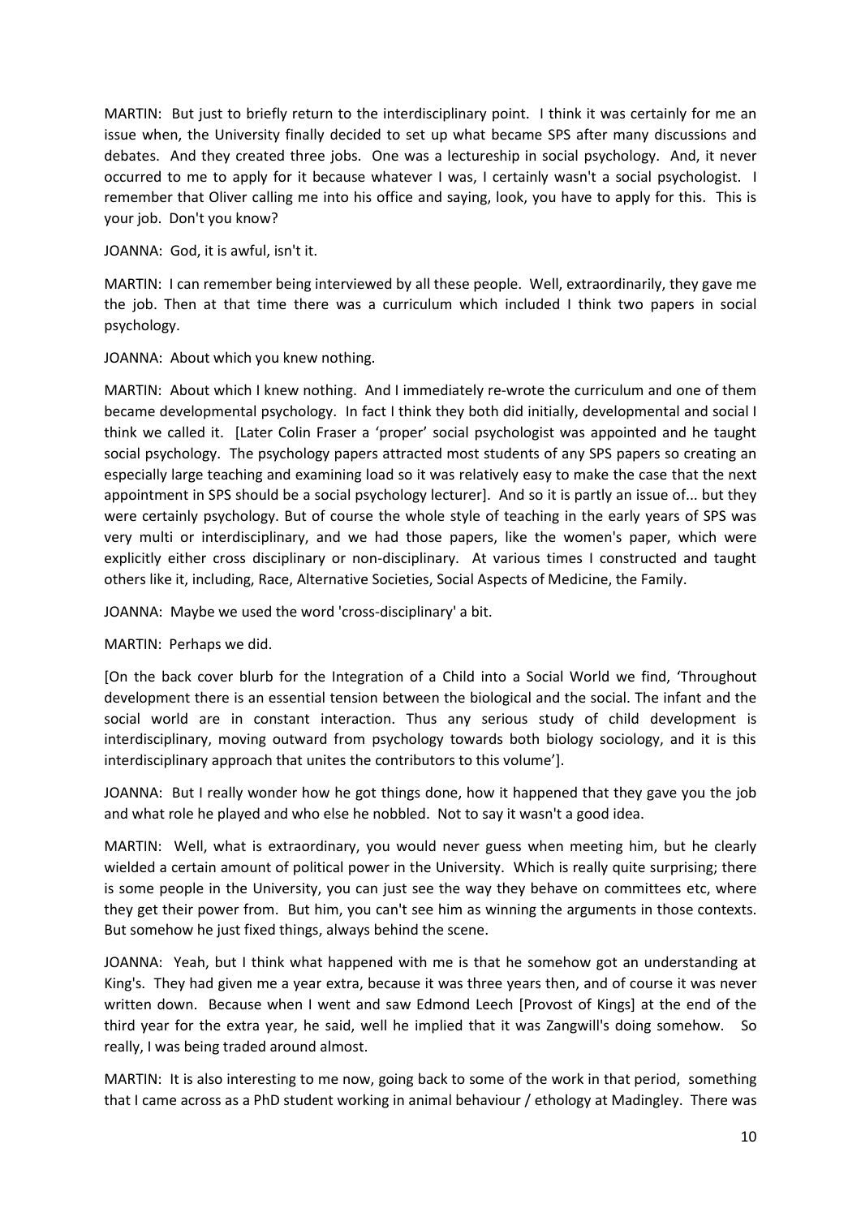MARTIN: But just to briefly return to the interdisciplinary point. I think it was certainly for me an issue when, the University finally decided to set up what became SPS after many discussions and debates. And they created three jobs. One was a lectureship in social psychology. And, it never occurred to me to apply for it because whatever I was, I certainly wasn't a social psychologist. I remember that Oliver calling me into his office and saying, look, you have to apply for this. This is your job. Don't you know?

JOANNA: God, it is awful, isn't it.

MARTIN: I can remember being interviewed by all these people. Well, extraordinarily, they gave me the job. Then at that time there was a curriculum which included I think two papers in social psychology.

JOANNA: About which you knew nothing.

MARTIN: About which I knew nothing. And I immediately re-wrote the curriculum and one of them became developmental psychology. In fact I think they both did initially, developmental and social I think we called it. [Later Colin Fraser a 'proper' social psychologist was appointed and he taught social psychology. The psychology papers attracted most students of any SPS papers so creating an especially large teaching and examining load so it was relatively easy to make the case that the next appointment in SPS should be a social psychology lecturer]. And so it is partly an issue of... but they were certainly psychology. But of course the whole style of teaching in the early years of SPS was very multi or interdisciplinary, and we had those papers, like the women's paper, which were explicitly either cross disciplinary or non-disciplinary. At various times I constructed and taught others like it, including, Race, Alternative Societies, Social Aspects of Medicine, the Family.

JOANNA: Maybe we used the word 'cross-disciplinary' a bit.

MARTIN: Perhaps we did.

[On the back cover blurb for the Integration of a Child into a Social World we find, 'Throughout development there is an essential tension between the biological and the social. The infant and the social world are in constant interaction. Thus any serious study of child development is interdisciplinary, moving outward from psychology towards both biology sociology, and it is this interdisciplinary approach that unites the contributors to this volume'].

JOANNA: But I really wonder how he got things done, how it happened that they gave you the job and what role he played and who else he nobbled. Not to say it wasn't a good idea.

MARTIN: Well, what is extraordinary, you would never guess when meeting him, but he clearly wielded a certain amount of political power in the University. Which is really quite surprising; there is some people in the University, you can just see the way they behave on committees etc, where they get their power from. But him, you can't see him as winning the arguments in those contexts. But somehow he just fixed things, always behind the scene.

JOANNA: Yeah, but I think what happened with me is that he somehow got an understanding at King's. They had given me a year extra, because it was three years then, and of course it was never written down. Because when I went and saw Edmond Leech [Provost of Kings] at the end of the third year for the extra year, he said, well he implied that it was Zangwill's doing somehow. So really, I was being traded around almost.

MARTIN: It is also interesting to me now, going back to some of the work in that period, something that I came across as a PhD student working in animal behaviour / ethology at Madingley. There was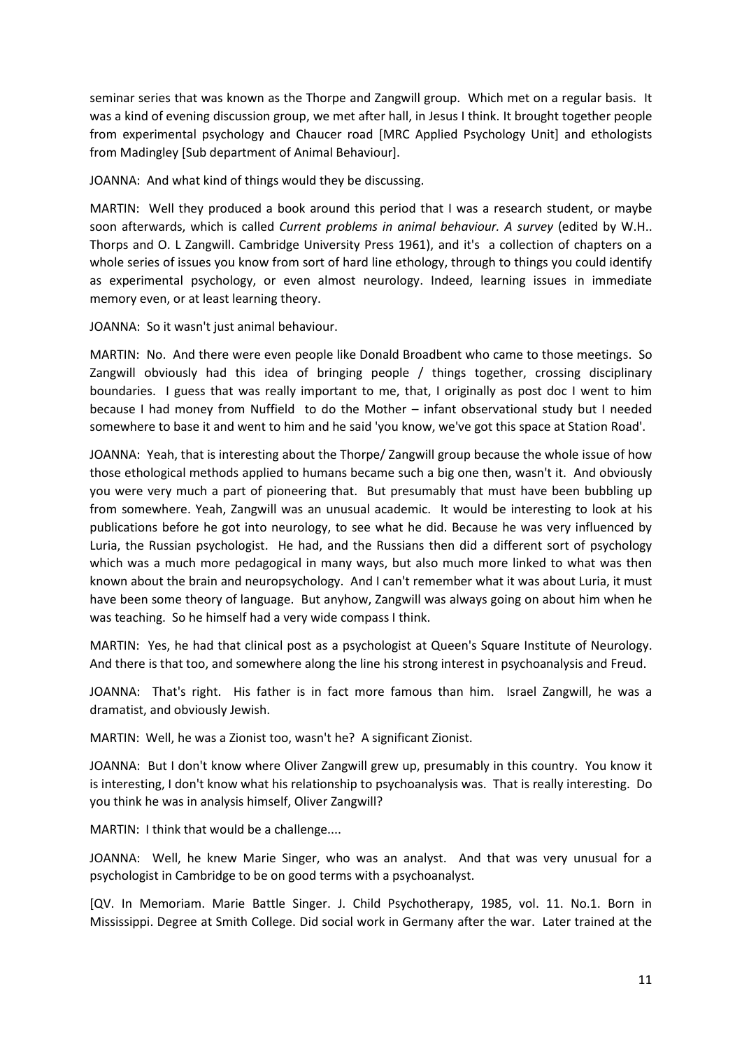seminar series that was known as the Thorpe and Zangwill group. Which met on a regular basis. It was a kind of evening discussion group, we met after hall, in Jesus I think. It brought together people from experimental psychology and Chaucer road [MRC Applied Psychology Unit] and ethologists from Madingley [Sub department of Animal Behaviour].

JOANNA: And what kind of things would they be discussing.

MARTIN: Well they produced a book around this period that I was a research student, or maybe soon afterwards, which is called *Current problems in animal behaviour. A survey* (edited by W.H.. Thorps and O. L Zangwill. Cambridge University Press 1961), and it's a collection of chapters on a whole series of issues you know from sort of hard line ethology, through to things you could identify as experimental psychology, or even almost neurology. Indeed, learning issues in immediate memory even, or at least learning theory.

JOANNA: So it wasn't just animal behaviour.

MARTIN: No. And there were even people like Donald Broadbent who came to those meetings. So Zangwill obviously had this idea of bringing people / things together, crossing disciplinary boundaries. I guess that was really important to me, that, I originally as post doc I went to him because I had money from Nuffield to do the Mother – infant observational study but I needed somewhere to base it and went to him and he said 'you know, we've got this space at Station Road'.

JOANNA: Yeah, that is interesting about the Thorpe/ Zangwill group because the whole issue of how those ethological methods applied to humans became such a big one then, wasn't it. And obviously you were very much a part of pioneering that. But presumably that must have been bubbling up from somewhere. Yeah, Zangwill was an unusual academic. It would be interesting to look at his publications before he got into neurology, to see what he did. Because he was very influenced by Luria, the Russian psychologist. He had, and the Russians then did a different sort of psychology which was a much more pedagogical in many ways, but also much more linked to what was then known about the brain and neuropsychology. And I can't remember what it was about Luria, it must have been some theory of language. But anyhow, Zangwill was always going on about him when he was teaching. So he himself had a very wide compass I think.

MARTIN: Yes, he had that clinical post as a psychologist at Queen's Square Institute of Neurology. And there is that too, and somewhere along the line his strong interest in psychoanalysis and Freud.

JOANNA: That's right. His father is in fact more famous than him. Israel Zangwill, he was a dramatist, and obviously Jewish.

MARTIN: Well, he was a Zionist too, wasn't he? A significant Zionist.

JOANNA: But I don't know where Oliver Zangwill grew up, presumably in this country. You know it is interesting, I don't know what his relationship to psychoanalysis was. That is really interesting. Do you think he was in analysis himself, Oliver Zangwill?

MARTIN: I think that would be a challenge....

JOANNA: Well, he knew Marie Singer, who was an analyst. And that was very unusual for a psychologist in Cambridge to be on good terms with a psychoanalyst.

[QV. In Memoriam. Marie Battle Singer. J. Child Psychotherapy, 1985, vol. 11. No.1. Born in Mississippi. Degree at Smith College. Did social work in Germany after the war. Later trained at the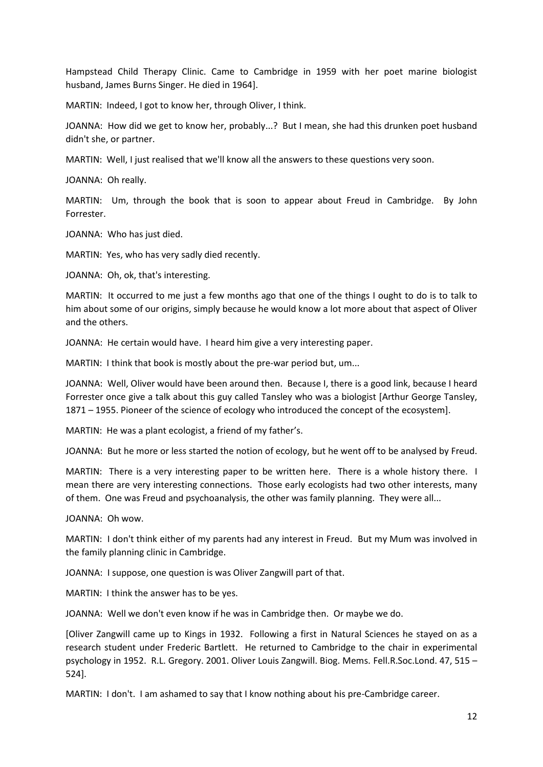Hampstead Child Therapy Clinic. Came to Cambridge in 1959 with her poet marine biologist husband, James Burns Singer. He died in 1964].

MARTIN: Indeed, I got to know her, through Oliver, I think.

JOANNA: How did we get to know her, probably...? But I mean, she had this drunken poet husband didn't she, or partner.

MARTIN: Well, I just realised that we'll know all the answers to these questions very soon.

JOANNA: Oh really.

MARTIN: Um, through the book that is soon to appear about Freud in Cambridge. By John Forrester.

JOANNA: Who has just died.

MARTIN: Yes, who has very sadly died recently.

JOANNA: Oh, ok, that's interesting.

MARTIN: It occurred to me just a few months ago that one of the things I ought to do is to talk to him about some of our origins, simply because he would know a lot more about that aspect of Oliver and the others.

JOANNA: He certain would have. I heard him give a very interesting paper.

MARTIN: I think that book is mostly about the pre-war period but, um...

JOANNA: Well, Oliver would have been around then. Because I, there is a good link, because I heard Forrester once give a talk about this guy called Tansley who was a biologist [Arthur George Tansley, 1871 – 1955. Pioneer of the science of ecology who introduced the concept of the ecosystem].

MARTIN: He was a plant ecologist, a friend of my father's.

JOANNA: But he more or less started the notion of ecology, but he went off to be analysed by Freud.

MARTIN: There is a very interesting paper to be written here. There is a whole history there. I mean there are very interesting connections. Those early ecologists had two other interests, many of them. One was Freud and psychoanalysis, the other was family planning. They were all...

JOANNA: Oh wow.

MARTIN: I don't think either of my parents had any interest in Freud. But my Mum was involved in the family planning clinic in Cambridge.

JOANNA: I suppose, one question is was Oliver Zangwill part of that.

MARTIN: I think the answer has to be yes.

JOANNA: Well we don't even know if he was in Cambridge then. Or maybe we do.

[Oliver Zangwill came up to Kings in 1932. Following a first in Natural Sciences he stayed on as a research student under Frederic Bartlett. He returned to Cambridge to the chair in experimental psychology in 1952. R.L. Gregory. 2001. Oliver Louis Zangwill. Biog. Mems. Fell.R.Soc.Lond. 47, 515 – 524].

MARTIN: I don't. I am ashamed to say that I know nothing about his pre-Cambridge career.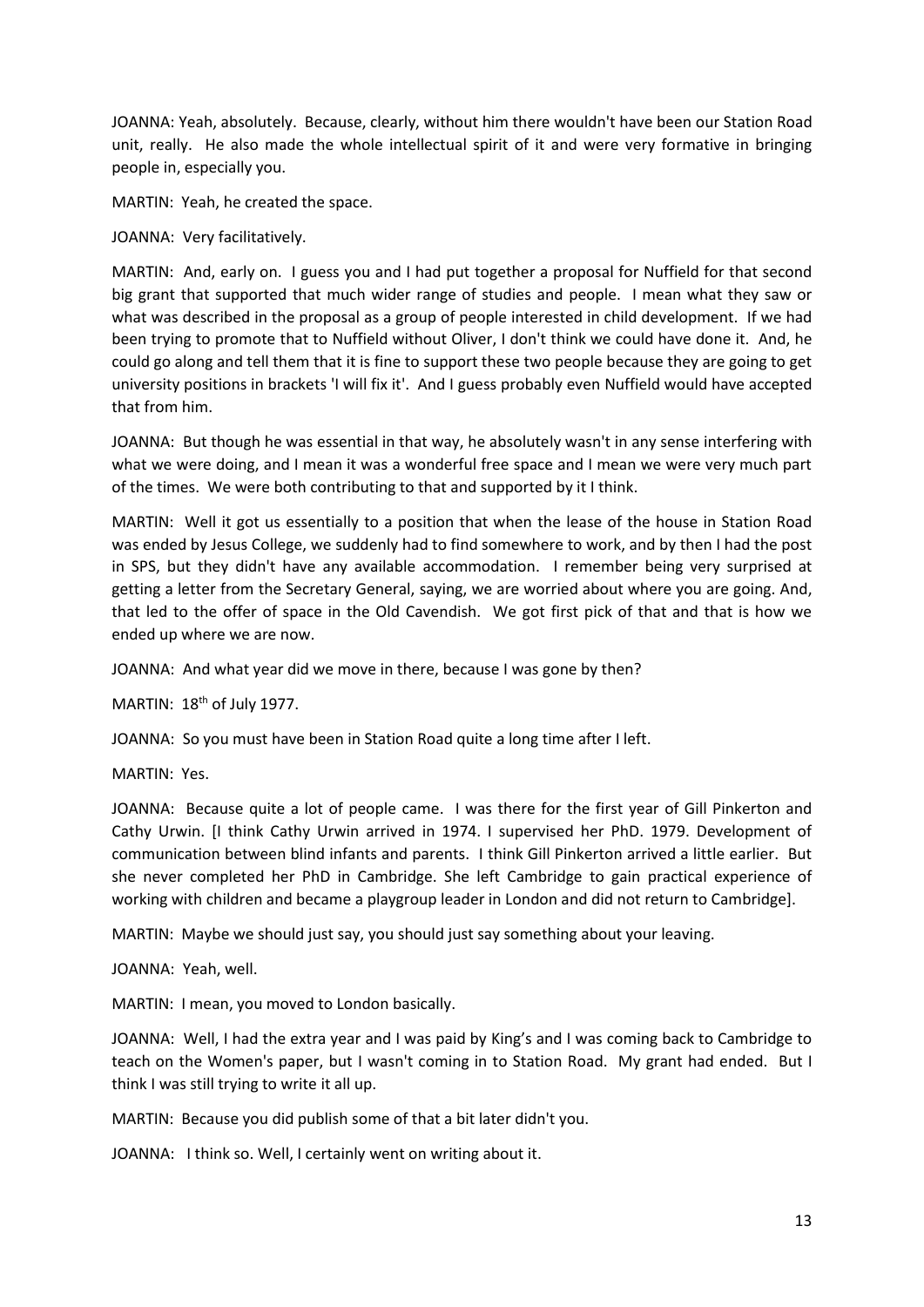JOANNA: Yeah, absolutely. Because, clearly, without him there wouldn't have been our Station Road unit, really. He also made the whole intellectual spirit of it and were very formative in bringing people in, especially you.

MARTIN: Yeah, he created the space.

JOANNA: Very facilitatively.

MARTIN: And, early on. I guess you and I had put together a proposal for Nuffield for that second big grant that supported that much wider range of studies and people. I mean what they saw or what was described in the proposal as a group of people interested in child development. If we had been trying to promote that to Nuffield without Oliver, I don't think we could have done it. And, he could go along and tell them that it is fine to support these two people because they are going to get university positions in brackets 'I will fix it'. And I guess probably even Nuffield would have accepted that from him.

JOANNA: But though he was essential in that way, he absolutely wasn't in any sense interfering with what we were doing, and I mean it was a wonderful free space and I mean we were very much part of the times. We were both contributing to that and supported by it I think.

MARTIN: Well it got us essentially to a position that when the lease of the house in Station Road was ended by Jesus College, we suddenly had to find somewhere to work, and by then I had the post in SPS, but they didn't have any available accommodation. I remember being very surprised at getting a letter from the Secretary General, saying, we are worried about where you are going. And, that led to the offer of space in the Old Cavendish. We got first pick of that and that is how we ended up where we are now.

JOANNA: And what year did we move in there, because I was gone by then?

MARTIN: 18th of July 1977.

JOANNA: So you must have been in Station Road quite a long time after I left.

MARTIN: Yes.

JOANNA: Because quite a lot of people came. I was there for the first year of Gill Pinkerton and Cathy Urwin. [I think Cathy Urwin arrived in 1974. I supervised her PhD. 1979. Development of communication between blind infants and parents. I think Gill Pinkerton arrived a little earlier. But she never completed her PhD in Cambridge. She left Cambridge to gain practical experience of working with children and became a playgroup leader in London and did not return to Cambridge].

MARTIN: Maybe we should just say, you should just say something about your leaving.

JOANNA: Yeah, well.

MARTIN: I mean, you moved to London basically.

JOANNA: Well, I had the extra year and I was paid by King's and I was coming back to Cambridge to teach on the Women's paper, but I wasn't coming in to Station Road. My grant had ended. But I think I was still trying to write it all up.

MARTIN: Because you did publish some of that a bit later didn't you.

JOANNA: I think so. Well, I certainly went on writing about it.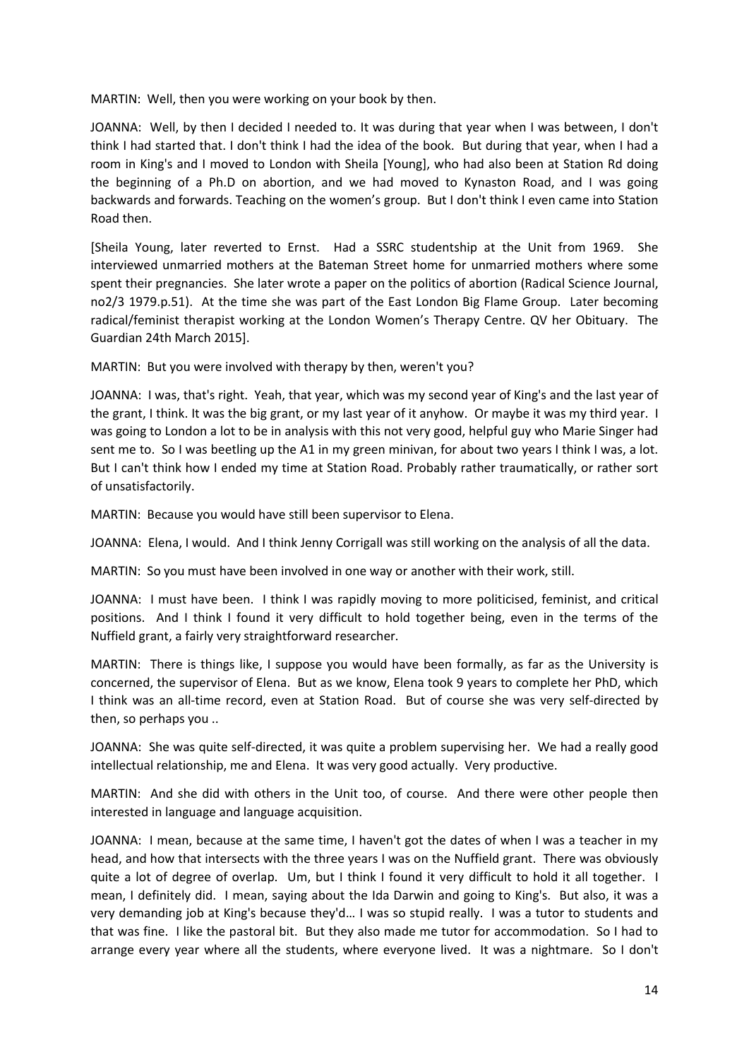MARTIN: Well, then you were working on your book by then.

JOANNA: Well, by then I decided I needed to. It was during that year when I was between, I don't think I had started that. I don't think I had the idea of the book. But during that year, when I had a room in King's and I moved to London with Sheila [Young], who had also been at Station Rd doing the beginning of a Ph.D on abortion, and we had moved to Kynaston Road, and I was going backwards and forwards. Teaching on the women's group. But I don't think I even came into Station Road then.

[Sheila Young, later reverted to Ernst. Had a SSRC studentship at the Unit from 1969. She interviewed unmarried mothers at the Bateman Street home for unmarried mothers where some spent their pregnancies. She later wrote a paper on the politics of abortion (Radical Science Journal, no2/3 1979.p.51). At the time she was part of the East London Big Flame Group. Later becoming radical/feminist therapist working at the London Women's Therapy Centre. QV her Obituary. The Guardian 24th March 2015].

MARTIN: But you were involved with therapy by then, weren't you?

JOANNA: I was, that's right. Yeah, that year, which was my second year of King's and the last year of the grant, I think. It was the big grant, or my last year of it anyhow. Or maybe it was my third year. I was going to London a lot to be in analysis with this not very good, helpful guy who Marie Singer had sent me to. So I was beetling up the A1 in my green minivan, for about two years I think I was, a lot. But I can't think how I ended my time at Station Road. Probably rather traumatically, or rather sort of unsatisfactorily.

MARTIN: Because you would have still been supervisor to Elena.

JOANNA: Elena, I would. And I think Jenny Corrigall was still working on the analysis of all the data.

MARTIN: So you must have been involved in one way or another with their work, still.

JOANNA: I must have been. I think I was rapidly moving to more politicised, feminist, and critical positions. And I think I found it very difficult to hold together being, even in the terms of the Nuffield grant, a fairly very straightforward researcher.

MARTIN: There is things like, I suppose you would have been formally, as far as the University is concerned, the supervisor of Elena. But as we know, Elena took 9 years to complete her PhD, which I think was an all-time record, even at Station Road. But of course she was very self-directed by then, so perhaps you ..

JOANNA: She was quite self-directed, it was quite a problem supervising her. We had a really good intellectual relationship, me and Elena. It was very good actually. Very productive.

MARTIN: And she did with others in the Unit too, of course. And there were other people then interested in language and language acquisition.

JOANNA: I mean, because at the same time, I haven't got the dates of when I was a teacher in my head, and how that intersects with the three years I was on the Nuffield grant. There was obviously quite a lot of degree of overlap. Um, but I think I found it very difficult to hold it all together. I mean, I definitely did. I mean, saying about the Ida Darwin and going to King's. But also, it was a very demanding job at King's because they'd… I was so stupid really. I was a tutor to students and that was fine. I like the pastoral bit. But they also made me tutor for accommodation. So I had to arrange every year where all the students, where everyone lived. It was a nightmare. So I don't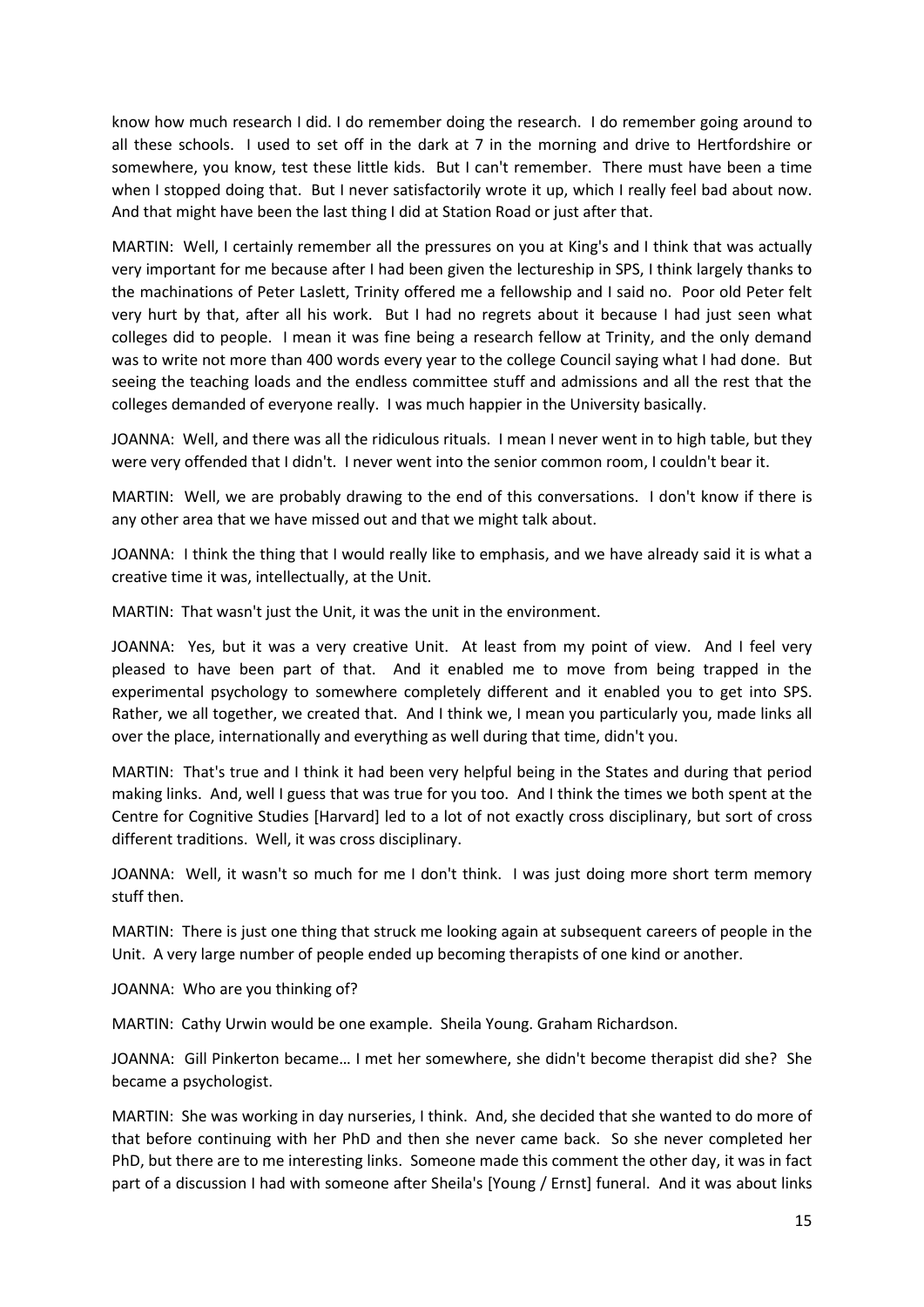know how much research I did. I do remember doing the research. I do remember going around to all these schools. I used to set off in the dark at 7 in the morning and drive to Hertfordshire or somewhere, you know, test these little kids. But I can't remember. There must have been a time when I stopped doing that. But I never satisfactorily wrote it up, which I really feel bad about now. And that might have been the last thing I did at Station Road or just after that.

MARTIN: Well, I certainly remember all the pressures on you at King's and I think that was actually very important for me because after I had been given the lectureship in SPS, I think largely thanks to the machinations of Peter Laslett, Trinity offered me a fellowship and I said no. Poor old Peter felt very hurt by that, after all his work. But I had no regrets about it because I had just seen what colleges did to people. I mean it was fine being a research fellow at Trinity, and the only demand was to write not more than 400 words every year to the college Council saying what I had done. But seeing the teaching loads and the endless committee stuff and admissions and all the rest that the colleges demanded of everyone really. I was much happier in the University basically.

JOANNA: Well, and there was all the ridiculous rituals. I mean I never went in to high table, but they were very offended that I didn't. I never went into the senior common room, I couldn't bear it.

MARTIN: Well, we are probably drawing to the end of this conversations. I don't know if there is any other area that we have missed out and that we might talk about.

JOANNA: I think the thing that I would really like to emphasis, and we have already said it is what a creative time it was, intellectually, at the Unit.

MARTIN: That wasn't just the Unit, it was the unit in the environment.

JOANNA: Yes, but it was a very creative Unit. At least from my point of view. And I feel very pleased to have been part of that. And it enabled me to move from being trapped in the experimental psychology to somewhere completely different and it enabled you to get into SPS. Rather, we all together, we created that. And I think we, I mean you particularly you, made links all over the place, internationally and everything as well during that time, didn't you.

MARTIN: That's true and I think it had been very helpful being in the States and during that period making links. And, well I guess that was true for you too. And I think the times we both spent at the Centre for Cognitive Studies [Harvard] led to a lot of not exactly cross disciplinary, but sort of cross different traditions. Well, it was cross disciplinary.

JOANNA: Well, it wasn't so much for me I don't think. I was just doing more short term memory stuff then.

MARTIN: There is just one thing that struck me looking again at subsequent careers of people in the Unit. A very large number of people ended up becoming therapists of one kind or another.

JOANNA: Who are you thinking of?

MARTIN: Cathy Urwin would be one example. Sheila Young. Graham Richardson.

JOANNA: Gill Pinkerton became… I met her somewhere, she didn't become therapist did she? She became a psychologist.

MARTIN: She was working in day nurseries, I think. And, she decided that she wanted to do more of that before continuing with her PhD and then she never came back. So she never completed her PhD, but there are to me interesting links. Someone made this comment the other day, it was in fact part of a discussion I had with someone after Sheila's [Young / Ernst] funeral. And it was about links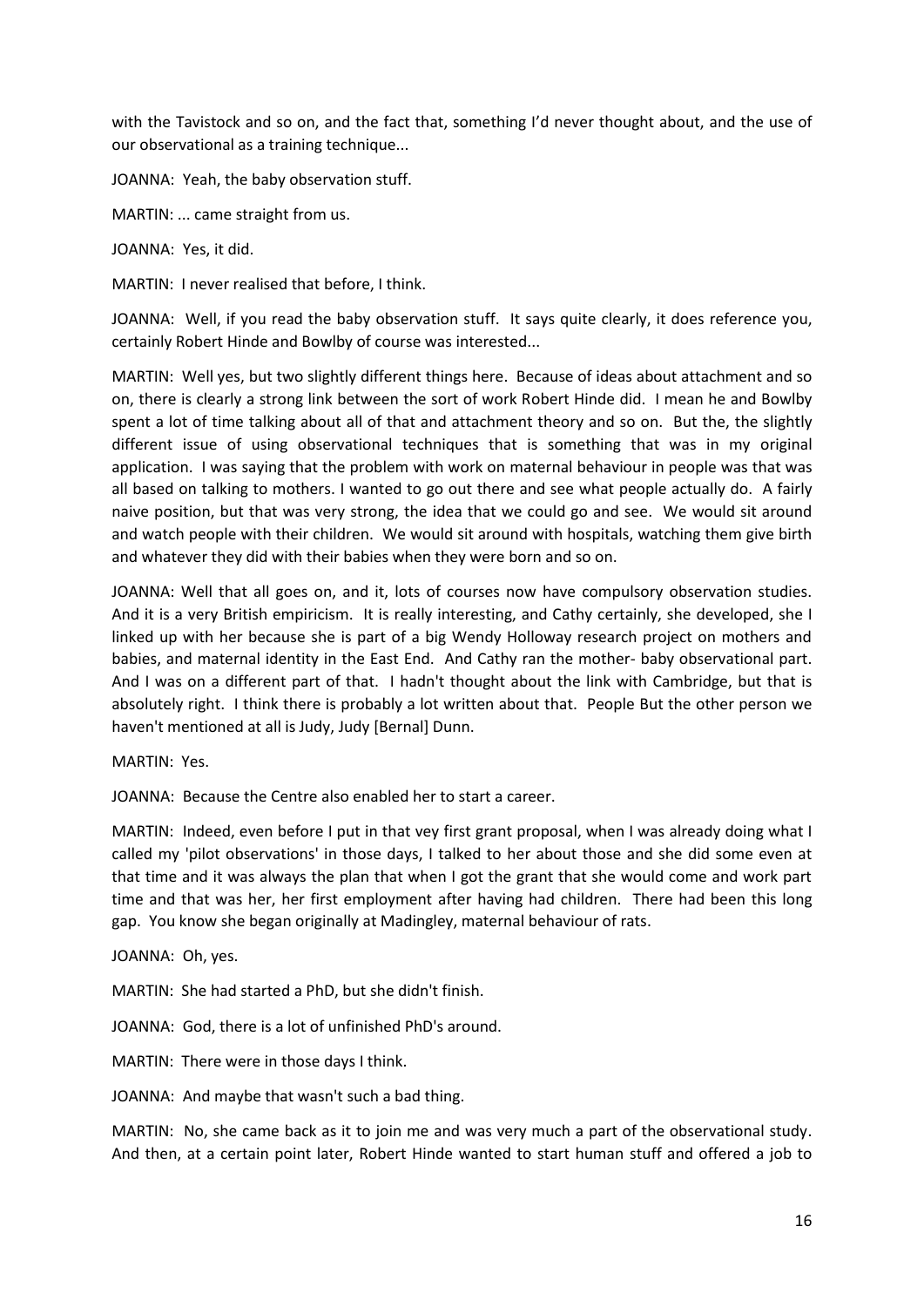with the Tavistock and so on, and the fact that, something I'd never thought about, and the use of our observational as a training technique...

JOANNA: Yeah, the baby observation stuff.

MARTIN: ... came straight from us.

JOANNA: Yes, it did.

MARTIN: I never realised that before, I think.

JOANNA: Well, if you read the baby observation stuff. It says quite clearly, it does reference you, certainly Robert Hinde and Bowlby of course was interested...

MARTIN: Well yes, but two slightly different things here. Because of ideas about attachment and so on, there is clearly a strong link between the sort of work Robert Hinde did. I mean he and Bowlby spent a lot of time talking about all of that and attachment theory and so on. But the, the slightly different issue of using observational techniques that is something that was in my original application. I was saying that the problem with work on maternal behaviour in people was that was all based on talking to mothers. I wanted to go out there and see what people actually do. A fairly naive position, but that was very strong, the idea that we could go and see. We would sit around and watch people with their children. We would sit around with hospitals, watching them give birth and whatever they did with their babies when they were born and so on.

JOANNA: Well that all goes on, and it, lots of courses now have compulsory observation studies. And it is a very British empiricism. It is really interesting, and Cathy certainly, she developed, she I linked up with her because she is part of a big Wendy Holloway research project on mothers and babies, and maternal identity in the East End. And Cathy ran the mother- baby observational part. And I was on a different part of that. I hadn't thought about the link with Cambridge, but that is absolutely right. I think there is probably a lot written about that. People But the other person we haven't mentioned at all is Judy, Judy [Bernal] Dunn.

MARTIN: Yes.

JOANNA: Because the Centre also enabled her to start a career.

MARTIN: Indeed, even before I put in that vey first grant proposal, when I was already doing what I called my 'pilot observations' in those days, I talked to her about those and she did some even at that time and it was always the plan that when I got the grant that she would come and work part time and that was her, her first employment after having had children. There had been this long gap. You know she began originally at Madingley, maternal behaviour of rats.

JOANNA: Oh, yes.

MARTIN: She had started a PhD, but she didn't finish.

JOANNA: God, there is a lot of unfinished PhD's around.

MARTIN: There were in those days I think.

JOANNA: And maybe that wasn't such a bad thing.

MARTIN: No, she came back as it to join me and was very much a part of the observational study. And then, at a certain point later, Robert Hinde wanted to start human stuff and offered a job to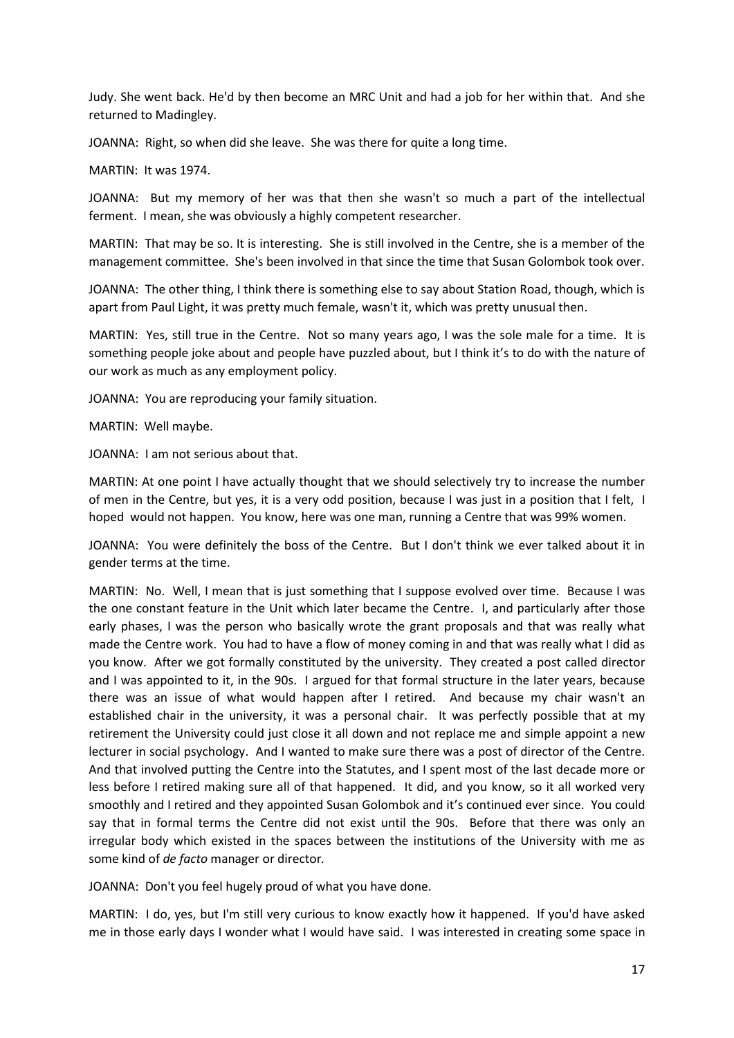Judy. She went back. He'd by then become an MRC Unit and had a job for her within that. And she returned to Madingley.

JOANNA: Right, so when did she leave. She was there for quite a long time.

MARTIN: It was 1974.

JOANNA: But my memory of her was that then she wasn't so much a part of the intellectual ferment. I mean, she was obviously a highly competent researcher.

MARTIN: That may be so. It is interesting. She is still involved in the Centre, she is a member of the management committee. She's been involved in that since the time that Susan Golombok took over.

JOANNA: The other thing, I think there is something else to say about Station Road, though, which is apart from Paul Light, it was pretty much female, wasn't it, which was pretty unusual then.

MARTIN: Yes, still true in the Centre. Not so many years ago, I was the sole male for a time. It is something people joke about and people have puzzled about, but I think it's to do with the nature of our work as much as any employment policy.

JOANNA: You are reproducing your family situation.

MARTIN: Well maybe.

JOANNA: I am not serious about that.

MARTIN: At one point I have actually thought that we should selectively try to increase the number of men in the Centre, but yes, it is a very odd position, because I was just in a position that I felt, I hoped would not happen. You know, here was one man, running a Centre that was 99% women.

JOANNA: You were definitely the boss of the Centre. But I don't think we ever talked about it in gender terms at the time.

MARTIN: No. Well, I mean that is just something that I suppose evolved over time. Because I was the one constant feature in the Unit which later became the Centre. I, and particularly after those early phases, I was the person who basically wrote the grant proposals and that was really what made the Centre work. You had to have a flow of money coming in and that was really what I did as you know. After we got formally constituted by the university. They created a post called director and I was appointed to it, in the 90s. I argued for that formal structure in the later years, because there was an issue of what would happen after I retired. And because my chair wasn't an established chair in the university, it was a personal chair. It was perfectly possible that at my retirement the University could just close it all down and not replace me and simple appoint a new lecturer in social psychology. And I wanted to make sure there was a post of director of the Centre. And that involved putting the Centre into the Statutes, and I spent most of the last decade more or less before I retired making sure all of that happened. It did, and you know, so it all worked very smoothly and I retired and they appointed Susan Golombok and it's continued ever since. You could say that in formal terms the Centre did not exist until the 90s. Before that there was only an irregular body which existed in the spaces between the institutions of the University with me as some kind of *de facto* manager or director.

JOANNA: Don't you feel hugely proud of what you have done.

MARTIN: I do, yes, but I'm still very curious to know exactly how it happened. If you'd have asked me in those early days I wonder what I would have said. I was interested in creating some space in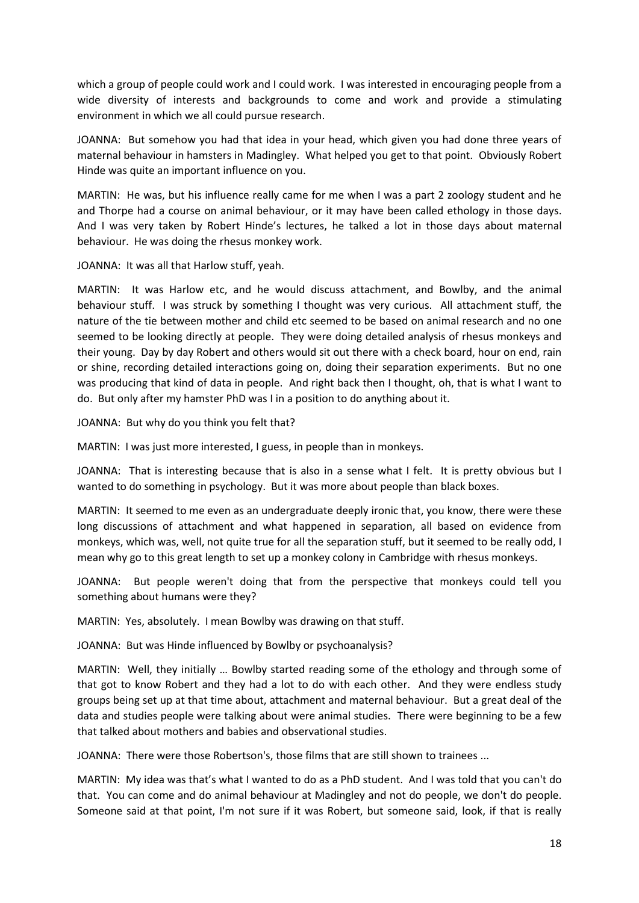which a group of people could work and I could work. I was interested in encouraging people from a wide diversity of interests and backgrounds to come and work and provide a stimulating environment in which we all could pursue research.

JOANNA: But somehow you had that idea in your head, which given you had done three years of maternal behaviour in hamsters in Madingley. What helped you get to that point. Obviously Robert Hinde was quite an important influence on you.

MARTIN: He was, but his influence really came for me when I was a part 2 zoology student and he and Thorpe had a course on animal behaviour, or it may have been called ethology in those days. And I was very taken by Robert Hinde's lectures, he talked a lot in those days about maternal behaviour. He was doing the rhesus monkey work.

JOANNA: It was all that Harlow stuff, yeah.

MARTIN: It was Harlow etc, and he would discuss attachment, and Bowlby, and the animal behaviour stuff. I was struck by something I thought was very curious. All attachment stuff, the nature of the tie between mother and child etc seemed to be based on animal research and no one seemed to be looking directly at people. They were doing detailed analysis of rhesus monkeys and their young. Day by day Robert and others would sit out there with a check board, hour on end, rain or shine, recording detailed interactions going on, doing their separation experiments. But no one was producing that kind of data in people. And right back then I thought, oh, that is what I want to do. But only after my hamster PhD was I in a position to do anything about it.

JOANNA: But why do you think you felt that?

MARTIN: I was just more interested, I guess, in people than in monkeys.

JOANNA: That is interesting because that is also in a sense what I felt. It is pretty obvious but I wanted to do something in psychology. But it was more about people than black boxes.

MARTIN: It seemed to me even as an undergraduate deeply ironic that, you know, there were these long discussions of attachment and what happened in separation, all based on evidence from monkeys, which was, well, not quite true for all the separation stuff, but it seemed to be really odd, I mean why go to this great length to set up a monkey colony in Cambridge with rhesus monkeys.

JOANNA: But people weren't doing that from the perspective that monkeys could tell you something about humans were they?

MARTIN: Yes, absolutely. I mean Bowlby was drawing on that stuff.

JOANNA: But was Hinde influenced by Bowlby or psychoanalysis?

MARTIN: Well, they initially … Bowlby started reading some of the ethology and through some of that got to know Robert and they had a lot to do with each other. And they were endless study groups being set up at that time about, attachment and maternal behaviour. But a great deal of the data and studies people were talking about were animal studies. There were beginning to be a few that talked about mothers and babies and observational studies.

JOANNA: There were those Robertson's, those films that are still shown to trainees ...

MARTIN: My idea was that's what I wanted to do as a PhD student. And I was told that you can't do that. You can come and do animal behaviour at Madingley and not do people, we don't do people. Someone said at that point, I'm not sure if it was Robert, but someone said, look, if that is really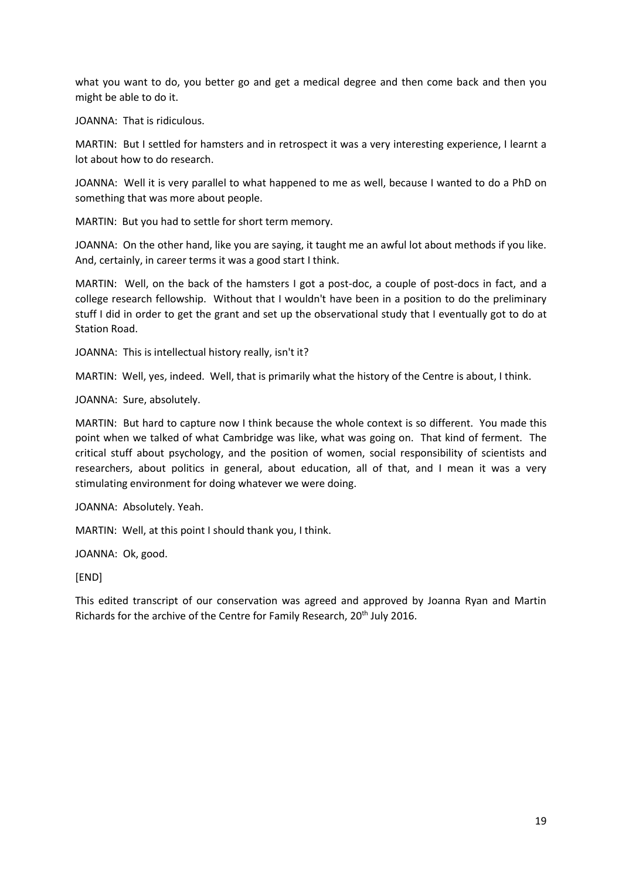what you want to do, you better go and get a medical degree and then come back and then you might be able to do it.

JOANNA: That is ridiculous.

MARTIN: But I settled for hamsters and in retrospect it was a very interesting experience, I learnt a lot about how to do research.

JOANNA: Well it is very parallel to what happened to me as well, because I wanted to do a PhD on something that was more about people.

MARTIN: But you had to settle for short term memory.

JOANNA: On the other hand, like you are saying, it taught me an awful lot about methods if you like. And, certainly, in career terms it was a good start I think.

MARTIN: Well, on the back of the hamsters I got a post-doc, a couple of post-docs in fact, and a college research fellowship. Without that I wouldn't have been in a position to do the preliminary stuff I did in order to get the grant and set up the observational study that I eventually got to do at Station Road.

JOANNA: This is intellectual history really, isn't it?

MARTIN: Well, yes, indeed. Well, that is primarily what the history of the Centre is about, I think.

JOANNA: Sure, absolutely.

MARTIN: But hard to capture now I think because the whole context is so different. You made this point when we talked of what Cambridge was like, what was going on. That kind of ferment. The critical stuff about psychology, and the position of women, social responsibility of scientists and researchers, about politics in general, about education, all of that, and I mean it was a very stimulating environment for doing whatever we were doing.

JOANNA: Absolutely. Yeah.

MARTIN: Well, at this point I should thank you, I think.

JOANNA: Ok, good.

[END]

This edited transcript of our conservation was agreed and approved by Joanna Ryan and Martin Richards for the archive of the Centre for Family Research, 20th July 2016.